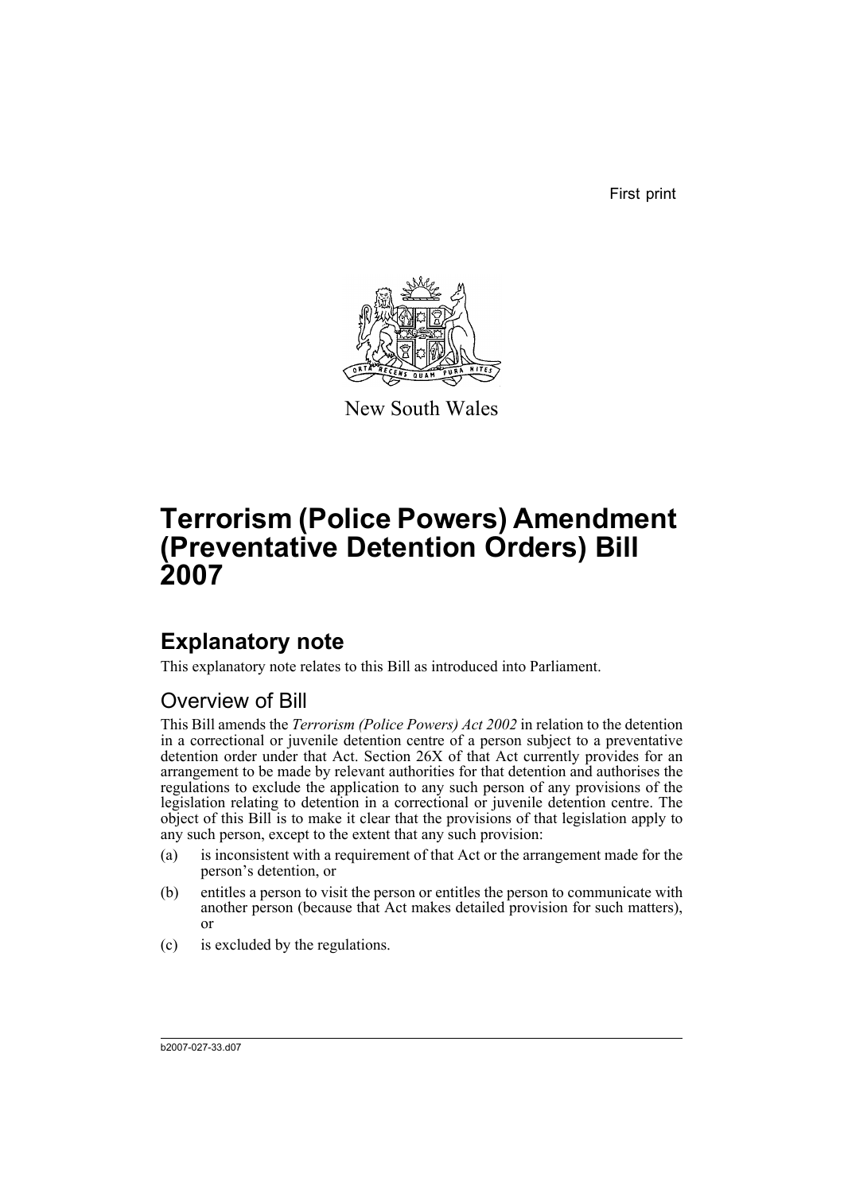First print

New South Wales

# Terrorism (Police Powers) Amendment (Preventative Detention Orders) Bill 2007

## Explanatory note

This explanatory note relates to this Bill as introduced into Parliament.

### Overview of Bill

This Bill amends the *Terrorism (Police Powers) Act 2002* in relation to the detention in a correctional or juvenile detention centre of a person subject to a preventative detention order under that Act. Section 26X of that Act currently provides for an arrangement to be made by relevant authorities for that detention and authorises the regulations to exclude the application to any such person of any provisions of the legislation relating to detention in a correctional or juvenile detention centre. The object of this Bill is to make it clear that the provisions of that legislation apply to any such person, except to the extent that any such provision:

(a) is inconsistent with a requirement of that Act or the arrangement made for the person's detention, or

(b) entitles a person to visit the person or entitles the person to communicate with another person (because that Act makes detailed provision for such matters), or

(c) is excluded by the regulations.

b2007-027-33.d07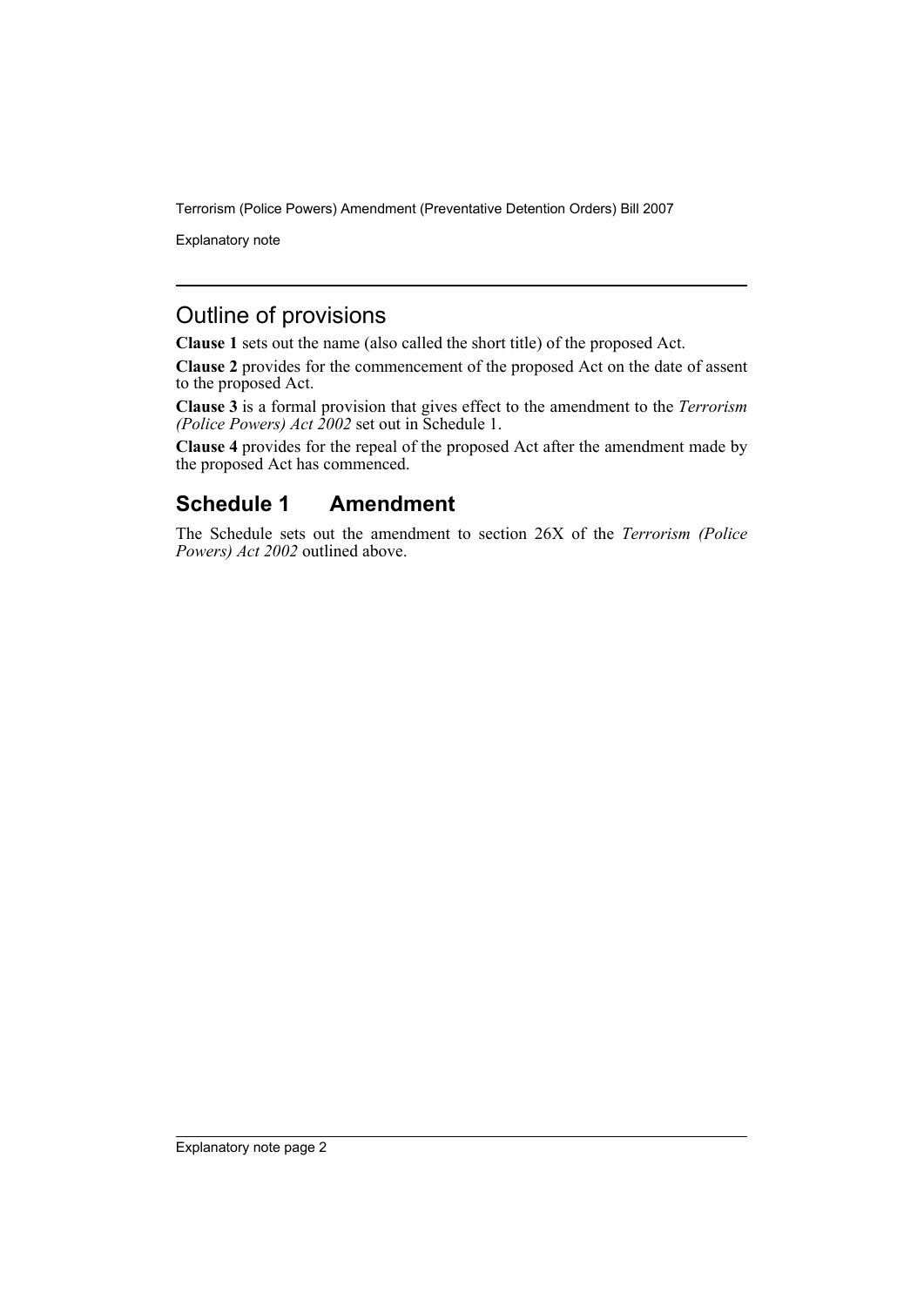## Outline of provisions

**Clause 1** sets out the name (also called the short title) of the proposed Act.

**Clause 2** provides for the commencement of the proposed Act on the date of assent to the proposed Act.

**Clause 3** is a formal provision that gives effect to the amendment to the *Terrorism (Police Powers) Act 2002* set out in Schedule 1.

**Clause 4** provides for the repeal of the proposed Act after the amendment made by the proposed Act has commenced.

## Schedule 1 Amendment

The Schedule sets out the amendment to section 26X of the *Terrorism (Police Powers) Act 2002* outlined above.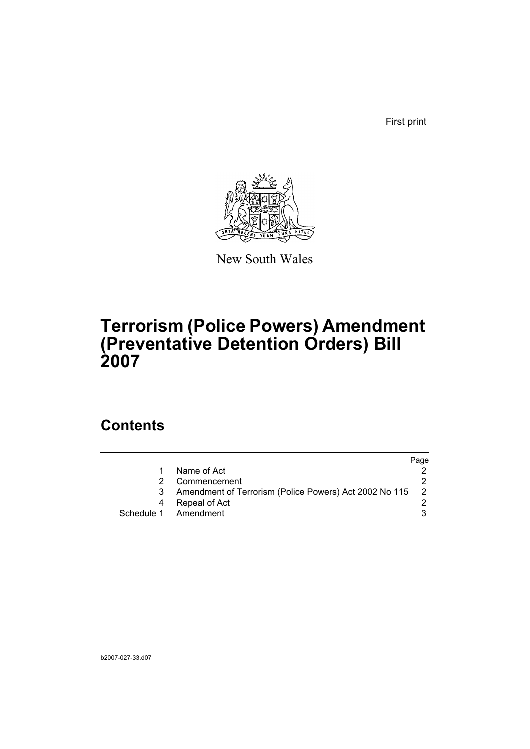First print

New South Wales

# Terrorism (Police Powers) Amendment (Preventative Detention Orders) Bill 2007

## Contents

| | | Page |
|---|---|---|
| 1 | Name of Act | 2 |
| 2 | Commencement | 2 |
| 3 | Amendment of Terrorism (Police Powers) Act 2002 No 115 | 2 |
| 4 | Repeal of Act | 2 |
| Schedule 1 | Amendment | 3 |

b2007-027-33.d07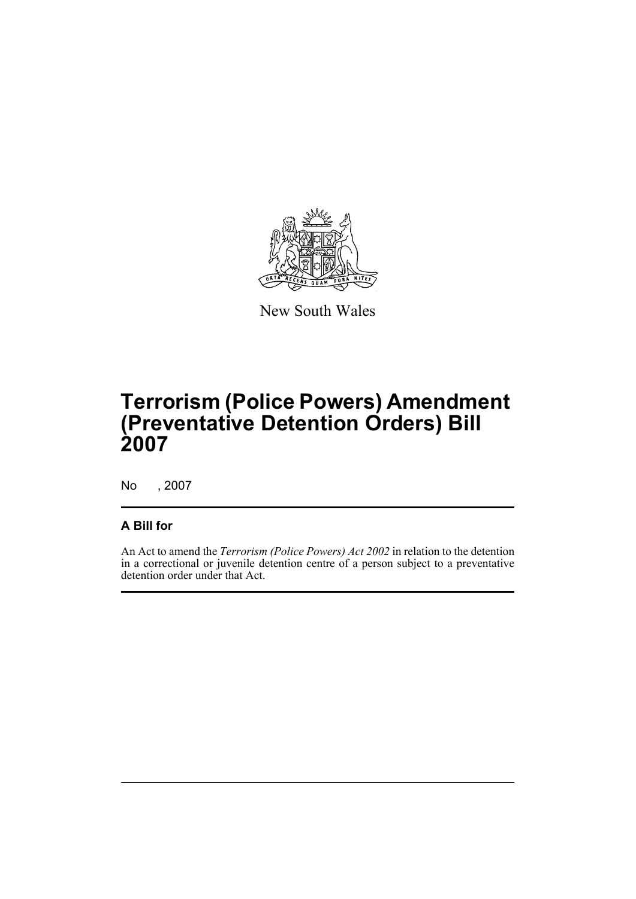New South Wales

# Terrorism (Police Powers) Amendment (Preventative Detention Orders) Bill 2007

No , 2007

## A Bill for

An Act to amend the *Terrorism (Police Powers) Act 2002* in relation to the detention in a correctional or juvenile detention centre of a person subject to a preventative detention order under that Act.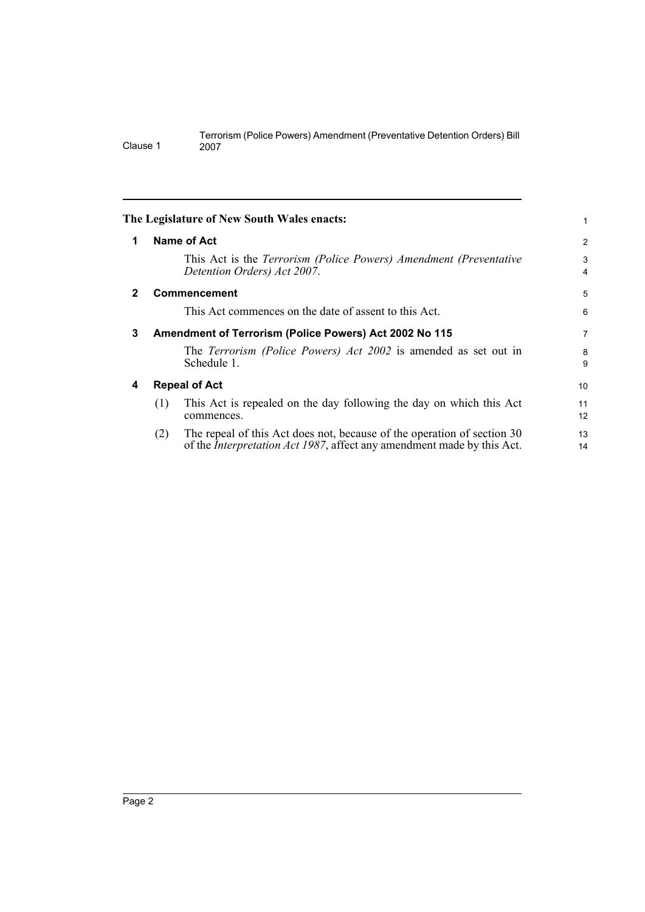**The Legislature of New South Wales enacts:**

## 1 Name of Act

This Act is the *Terrorism (Police Powers) Amendment (Preventative Detention Orders) Act 2007*.

## 2 Commencement

This Act commences on the date of assent to this Act.

## 3 Amendment of Terrorism (Police Powers) Act 2002 No 115

The *Terrorism (Police Powers) Act 2002* is amended as set out in Schedule 1.

## 4 Repeal of Act

(1) This Act is repealed on the day following the day on which this Act commences.

(2) The repeal of this Act does not, because of the operation of section 30 of the *Interpretation Act 1987*, affect any amendment made by this Act.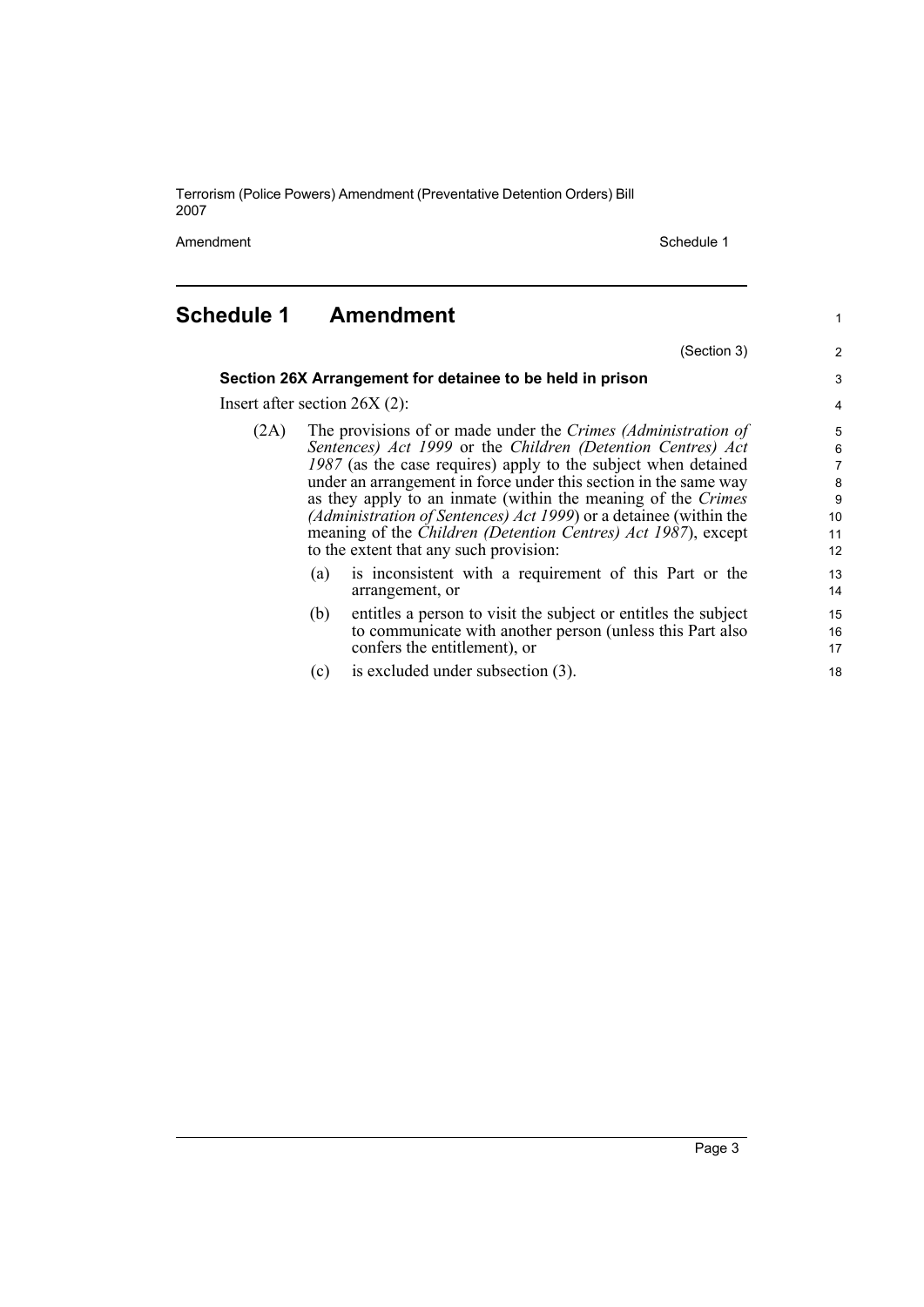## Schedule 1 Amendment

(Section 3)

**Section 26X Arrangement for detainee to be held in prison**

Insert after section 26X (2):

(2A) The provisions of or made under the *Crimes (Administration of Sentences) Act 1999* or the *Children (Detention Centres) Act 1987* (as the case requires) apply to the subject when detained under an arrangement in force under this section in the same way as they apply to an inmate (within the meaning of the *Crimes (Administration of Sentences) Act 1999*) or a detainee (within the meaning of the *Children (Detention Centres) Act 1987*), except to the extent that any such provision:

- (a) is inconsistent with a requirement of this Part or the arrangement, or
- (b) entitles a person to visit the subject or entitles the subject to communicate with another person (unless this Part also confers the entitlement), or
- (c) is excluded under subsection (3).